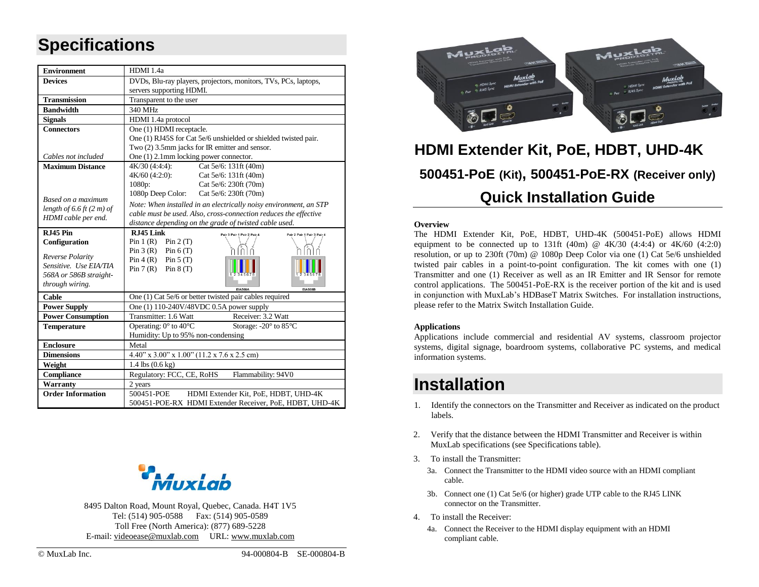# Specifications

| | |
|---|---|
| **Environment** | HDMI 1.4a |
| **Devices** | DVDs, Blu-ray players, projectors, monitors, TVs, PCs, laptops, servers supporting HDMI. |
| **Transmission** | Transparent to the user |
| **Bandwidth** | 340 MHz |
| **Signals** | HDMI 1.4a protocol |
| **Connectors**<br><br>*Cables not included* | One (1) HDMI receptacle.<br>One (1) RJ45S for Cat 5e/6 unshielded or shielded twisted pair.<br>Two (2) 3.5mm jacks for IR emitter and sensor.<br>One (1) 2.1mm locking power connector. |
| **Maximum Distance**<br><br>*Based on a maximum length of 6.6 ft (2 m) of HDMI cable per end.* | 4K/30 (4:4:4): Cat 5e/6: 131ft (40m)<br>4K/60 (4:2:0): Cat 5e/6: 131ft (40m)<br>1080p: Cat 5e/6: 230ft (70m)<br>1080p Deep Color: Cat 5e/6: 230ft (70m)<br>*Note: When installed in an electrically noisy environment, an STP cable must be used. Also, cross-connection reduces the effective distance depending on the grade of twisted cable used.* |
| **RJ45 Pin Configuration**<br><br>*Reverse Polarity Sensitive. Use EIA/TIA 568A or 586B straight-through wiring.* | **RJ45 Link**<br>Pin 1 (R) Pin 2 (T)<br>Pin 3 (R) Pin 6 (T)<br>Pin 4 (R) Pin 5 (T)<br>Pin 7 (R) Pin 8 (T)<br>EIA568A: Pair 3 Pair 1 Pair 2 Pair 4<br>EIA568B: Pair 2 Pair 1 Pair 3 Pair 4 |
| **Cable** | One (1) Cat 5e/6 or better twisted pair cables required |
| **Power Supply** | One (1) 110-240V/48VDC 0.5A power supply |
| **Power Consumption** | Transmitter: 1.6 Watt Receiver: 3.2 Watt |
| **Temperature** | Operating: 0° to 40°C Storage: -20° to 85°C<br>Humidity: Up to 95% non-condensing |
| **Enclosure** | Metal |
| **Dimensions** | 4.40" x 3.00" x 1.00" (11.2 x 7.6 x 2.5 cm) |
| **Weight** | 1.4 lbs (0.6 kg) |
| **Compliance** | Regulatory: FCC, CE, RoHS Flammability: 94V0 |
| **Warranty** | 2 years |
| **Order Information** | 500451-POE HDMI Extender Kit, PoE, HDBT, UHD-4K<br>500451-POE-RX HDMI Extender Receiver, PoE, HDBT, UHD-4K |

MuxLab

8495 Dalton Road, Mount Royal, Quebec, Canada. H4T 1V5
Tel: (514) 905-0588 Fax: (514) 905-0589
Toll Free (North America): (877) 689-5228
E-mail: videoease@muxlab.com URL: www.muxlab.com

© MuxLab Inc. 94-000804-B SE-000804-B

# HDMI Extender Kit, PoE, HDBT, UHD-4K

## 500451-PoE (Kit), 500451-PoE-RX (Receiver only)

## Quick Installation Guide

**Overview**

The HDMI Extender Kit, PoE, HDBT, UHD-4K (500451-PoE) allows HDMI equipment to be connected up to 131ft (40m) @ 4K/30 (4:4:4) or 4K/60 (4:2:0) resolution, or up to 230ft (70m) @ 1080p Deep Color via one (1) Cat 5e/6 unshielded twisted pair cables in a point-to-point configuration. The kit comes with one (1) Transmitter and one (1) Receiver as well as an IR Emitter and IR Sensor for remote control applications. The 500451-PoE-RX is the receiver portion of the kit and is used in conjunction with MuxLab's HDBaseT Matrix Switches. For installation instructions, please refer to the Matrix Switch Installation Guide.

**Applications**

Applications include commercial and residential AV systems, classroom projector systems, digital signage, boardroom systems, collaborative PC systems, and medical information systems.

# Installation

1. Identify the connectors on the Transmitter and Receiver as indicated on the product labels.
2. Verify that the distance between the HDMI Transmitter and Receiver is within MuxLab specifications (see Specifications table).
3. To install the Transmitter:
   - 3a. Connect the Transmitter to the HDMI video source with an HDMI compliant cable.
   - 3b. Connect one (1) Cat 5e/6 (or higher) grade UTP cable to the RJ45 LINK connector on the Transmitter.
4. To install the Receiver:
   - 4a. Connect the Receiver to the HDMI display equipment with an HDMI compliant cable.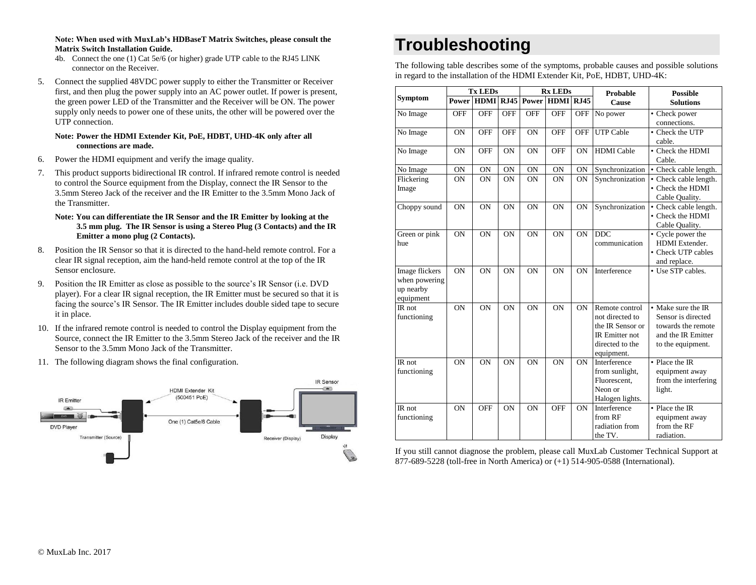**Note: When used with MuxLab's HDBaseT Matrix Switches, please consult the Matrix Switch Installation Guide.**

4b. Connect the one (1) Cat 5e/6 (or higher) grade UTP cable to the RJ45 LINK connector on the Receiver.

5. Connect the supplied 48VDC power supply to either the Transmitter or Receiver first, and then plug the power supply into an AC power outlet. If power is present, the green power LED of the Transmitter and the Receiver will be ON. The power supply only needs to power one of these units, the other will be powered over the UTP connection.

   **Note: Power the HDMI Extender Kit, PoE, HDBT, UHD-4K only after all connections are made.**

6. Power the HDMI equipment and verify the image quality.
7. This product supports bidirectional IR control. If infrared remote control is needed to control the Source equipment from the Display, connect the IR Sensor to the 3.5mm Stereo Jack of the receiver and the IR Emitter to the 3.5mm Mono Jack of the Transmitter.

   **Note: You can differentiate the IR Sensor and the IR Emitter by looking at the 3.5 mm plug. The IR Sensor is using a Stereo Plug (3 Contacts) and the IR Emitter a mono plug (2 Contacts).**

8. Position the IR Sensor so that it is directed to the hand-held remote control. For a clear IR signal reception, aim the hand-held remote control at the top of the IR Sensor enclosure.
9. Position the IR Emitter as close as possible to the source's IR Sensor (i.e. DVD player). For a clear IR signal reception, the IR Emitter must be secured so that it is facing the source's IR Sensor. The IR Emitter includes double sided tape to secure it in place.
10. If the infrared remote control is needed to control the Display equipment from the Source, connect the IR Emitter to the 3.5mm Stereo Jack of the receiver and the IR Sensor to the 3.5mm Mono Jack of the Transmitter.
11. The following diagram shows the final configuration.

IR Sensor
HDMI Extender Kit
(500451 PoE)
IR Emitter
DVD Player
One (1) Cat5e/6 Cable
Transmitter (Source)
Receiver (Display)
Display

© MuxLab Inc. 2017

# Troubleshooting

The following table describes some of the symptoms, probable causes and possible solutions in regard to the installation of the HDMI Extender Kit, PoE, HDBT, UHD-4K:

| Symptom | Tx LEDs | | | Rx LEDs | | | Probable Cause | Possible Solutions |
|---|---|---|---|---|---|---|---|---|
| | Power | HDMI | RJ45 | Power | HDMI | RJ45 | | |
| No Image | OFF | OFF | OFF | OFF | OFF | OFF | No power | • Check power connections. |
| No Image | ON | OFF | OFF | ON | OFF | OFF | UTP Cable | • Check the UTP cable. |
| No Image | ON | OFF | ON | ON | OFF | ON | HDMI Cable | • Check the HDMI Cable. |
| No Image | ON | ON | ON | ON | ON | ON | Synchronization | • Check cable length. |
| Flickering Image | ON | ON | ON | ON | ON | ON | Synchronization | • Check cable length. • Check the HDMI Cable Quality. |
| Choppy sound | ON | ON | ON | ON | ON | ON | Synchronization | • Check cable length. • Check the HDMI Cable Quality. |
| Green or pink hue | ON | ON | ON | ON | ON | ON | DDC communication | • Cycle power the HDMI Extender. • Check UTP cables and replace. |
| Image flickers when powering up nearby equipment | ON | ON | ON | ON | ON | ON | Interference | • Use STP cables. |
| IR not functioning | ON | ON | ON | ON | ON | ON | Remote control not directed to the IR Sensor or IR Emitter not directed to the equipment. | • Make sure the IR Sensor is directed towards the remote and the IR Emitter to the equipment. |
| IR not functioning | ON | ON | ON | ON | ON | ON | Interference from sunlight, Fluorescent, Neon or Halogen lights. | • Place the IR equipment away from the interfering light. |
| IR not functioning | ON | OFF | ON | ON | OFF | ON | Interference from RF radiation from the TV. | • Place the IR equipment away from the RF radiation. |

If you still cannot diagnose the problem, please call MuxLab Customer Technical Support at 877-689-5228 (toll-free in North America) or (+1) 514-905-0588 (International).